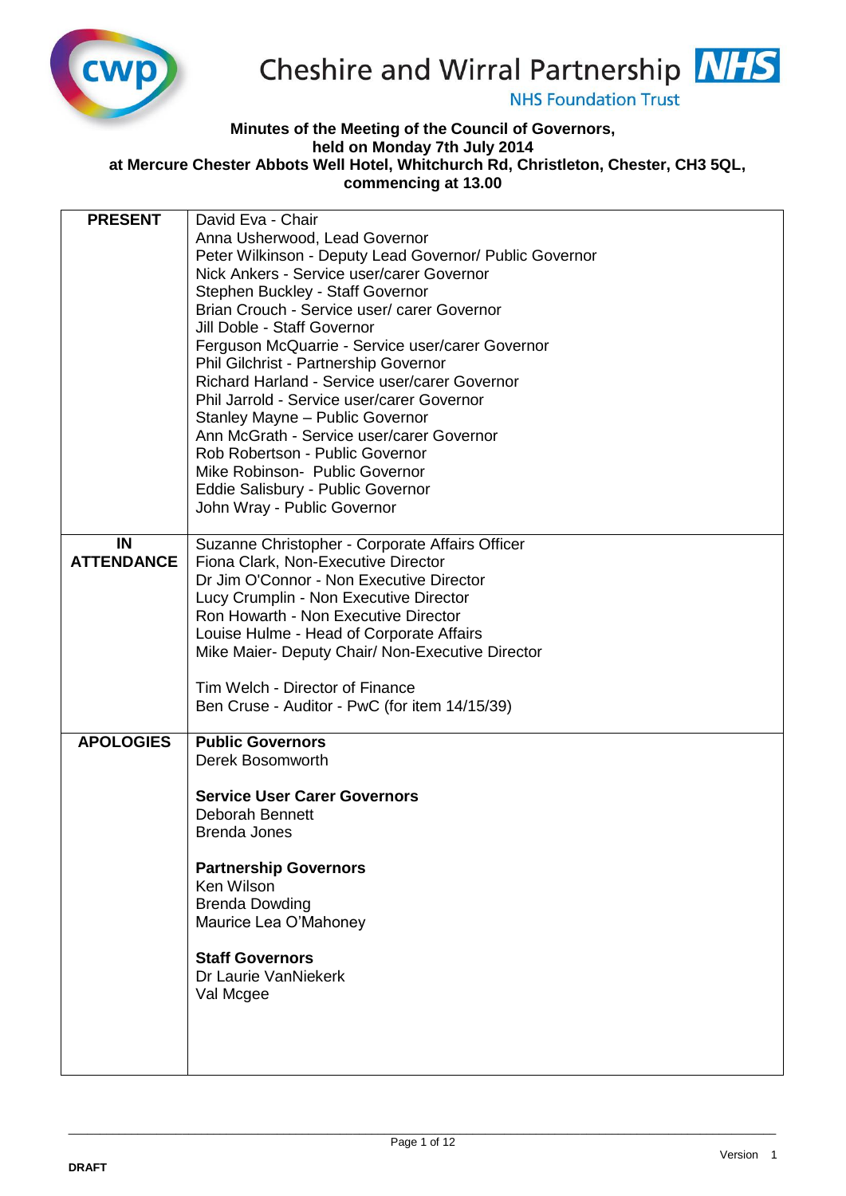Cheshire and Wirral Partnership NHS Foundation Trust

**Minutes of the Meeting of the Council of Governors, held on Monday 7th July 2014 at Mercure Chester Abbots Well Hotel, Whitchurch Rd, Christleton, Chester, CH3 5QL, commencing at 13.00**

| | |
|---|---|
| **PRESENT** | David Eva - Chair<br>Anna Usherwood, Lead Governor<br>Peter Wilkinson - Deputy Lead Governor/ Public Governor<br>Nick Ankers - Service user/carer Governor<br>Stephen Buckley - Staff Governor<br>Brian Crouch - Service user/ carer Governor<br>Jill Doble - Staff Governor<br>Ferguson McQuarrie - Service user/carer Governor<br>Phil Gilchrist - Partnership Governor<br>Richard Harland - Service user/carer Governor<br>Phil Jarrold - Service user/carer Governor<br>Stanley Mayne – Public Governor<br>Ann McGrath - Service user/carer Governor<br>Rob Robertson - Public Governor<br>Mike Robinson- Public Governor<br>Eddie Salisbury - Public Governor<br>John Wray - Public Governor |
| **IN ATTENDANCE** | Suzanne Christopher - Corporate Affairs Officer<br>Fiona Clark, Non-Executive Director<br>Dr Jim O'Connor - Non Executive Director<br>Lucy Crumplin - Non Executive Director<br>Ron Howarth - Non Executive Director<br>Louise Hulme - Head of Corporate Affairs<br>Mike Maier- Deputy Chair/ Non-Executive Director<br><br>Tim Welch - Director of Finance<br>Ben Cruse - Auditor - PwC (for item 14/15/39) |
| **APOLOGIES** | **Public Governors**<br>Derek Bosomworth<br><br>**Service User Carer Governors**<br>Deborah Bennett<br>Brenda Jones<br><br>**Partnership Governors**<br>Ken Wilson<br>Brenda Dowding<br>Maurice Lea O'Mahoney<br><br>**Staff Governors**<br>Dr Laurie VanNiekerk<br>Val Mcgee |

DRAFT

Version 1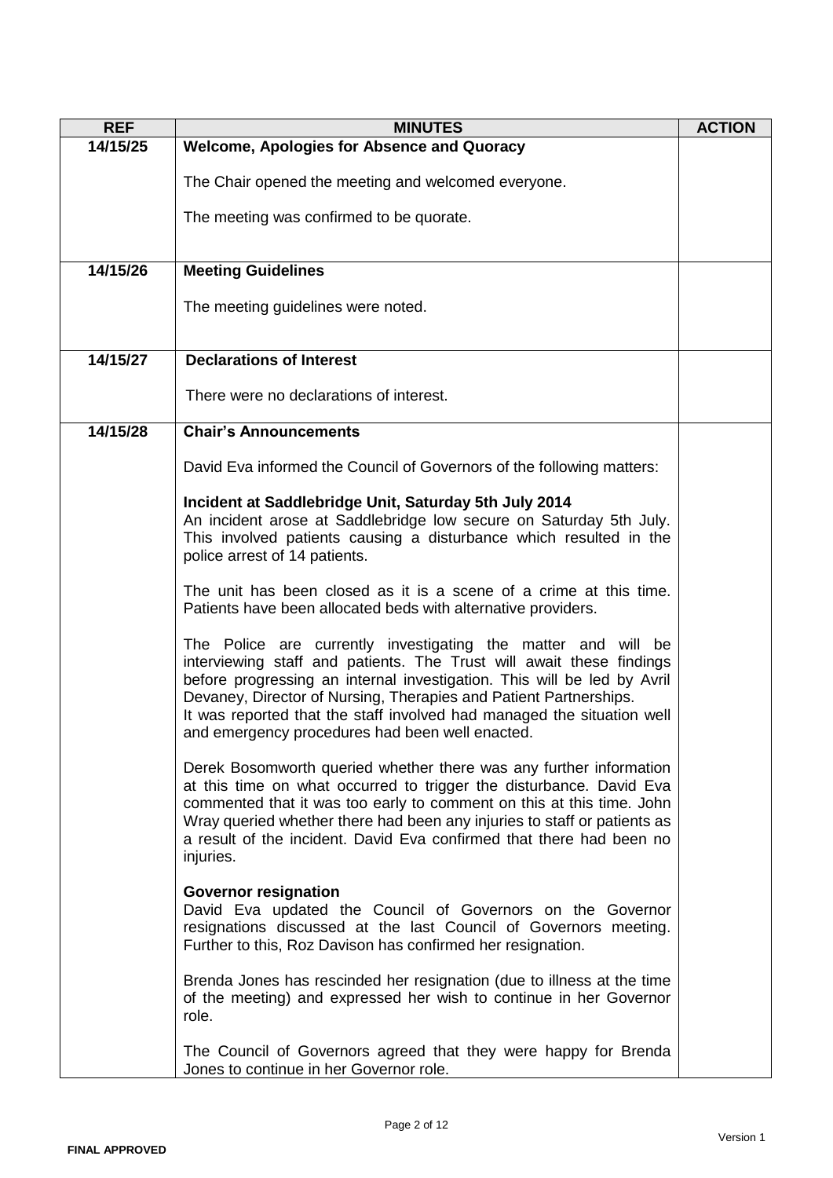| REF | MINUTES | ACTION |
|---|---|---|
| 14/15/25 | **Welcome, Apologies for Absence and Quoracy**<br><br>The Chair opened the meeting and welcomed everyone.<br><br>The meeting was confirmed to be quorate. | |
| 14/15/26 | **Meeting Guidelines**<br><br>The meeting guidelines were noted. | |
| 14/15/27 | **Declarations of Interest**<br><br>There were no declarations of interest. | |
| 14/15/28 | **Chair's Announcements**<br><br>David Eva informed the Council of Governors of the following matters:<br><br>**Incident at Saddlebridge Unit, Saturday 5th July 2014**<br>An incident arose at Saddlebridge low secure on Saturday 5th July. This involved patients causing a disturbance which resulted in the police arrest of 14 patients.<br><br>The unit has been closed as it is a scene of a crime at this time. Patients have been allocated beds with alternative providers.<br><br>The Police are currently investigating the matter and will be interviewing staff and patients. The Trust will await these findings before progressing an internal investigation. This will be led by Avril Devaney, Director of Nursing, Therapies and Patient Partnerships.<br>It was reported that the staff involved had managed the situation well and emergency procedures had been well enacted.<br><br>Derek Bosomworth queried whether there was any further information at this time on what occurred to trigger the disturbance. David Eva commented that it was too early to comment on this at this time. John Wray queried whether there had been any injuries to staff or patients as a result of the incident. David Eva confirmed that there had been no injuries.<br><br>**Governor resignation**<br>David Eva updated the Council of Governors on the Governor resignations discussed at the last Council of Governors meeting. Further to this, Roz Davison has confirmed her resignation.<br><br>Brenda Jones has rescinded her resignation (due to illness at the time of the meeting) and expressed her wish to continue in her Governor role.<br><br>The Council of Governors agreed that they were happy for Brenda Jones to continue in her Governor role. | |

FINAL APPROVED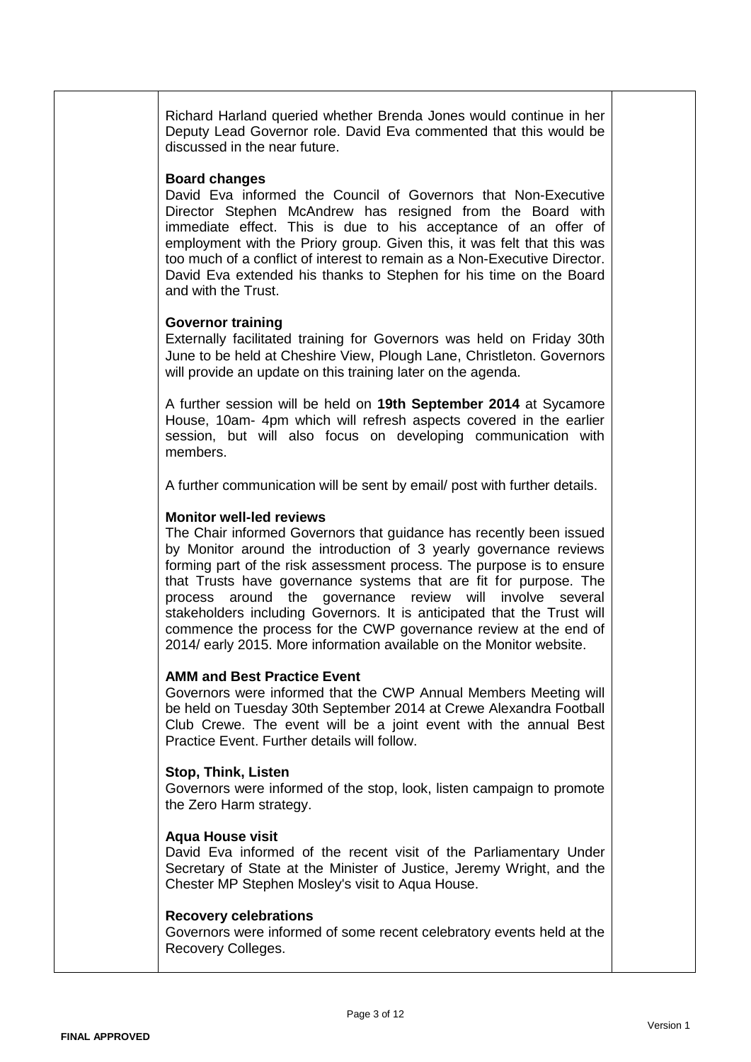Richard Harland queried whether Brenda Jones would continue in her Deputy Lead Governor role. David Eva commented that this would be discussed in the near future.

**Board changes**
David Eva informed the Council of Governors that Non-Executive Director Stephen McAndrew has resigned from the Board with immediate effect. This is due to his acceptance of an offer of employment with the Priory group. Given this, it was felt that this was too much of a conflict of interest to remain as a Non-Executive Director. David Eva extended his thanks to Stephen for his time on the Board and with the Trust.

**Governor training**
Externally facilitated training for Governors was held on Friday 30th June to be held at Cheshire View, Plough Lane, Christleton. Governors will provide an update on this training later on the agenda.

A further session will be held on **19th September 2014** at Sycamore House, 10am- 4pm which will refresh aspects covered in the earlier session, but will also focus on developing communication with members.

A further communication will be sent by email/ post with further details.

**Monitor well-led reviews**
The Chair informed Governors that guidance has recently been issued by Monitor around the introduction of 3 yearly governance reviews forming part of the risk assessment process. The purpose is to ensure that Trusts have governance systems that are fit for purpose. The process around the governance review will involve several stakeholders including Governors. It is anticipated that the Trust will commence the process for the CWP governance review at the end of 2014/ early 2015. More information available on the Monitor website.

**AMM and Best Practice Event**
Governors were informed that the CWP Annual Members Meeting will be held on Tuesday 30th September 2014 at Crewe Alexandra Football Club Crewe. The event will be a joint event with the annual Best Practice Event. Further details will follow.

**Stop, Think, Listen**
Governors were informed of the stop, look, listen campaign to promote the Zero Harm strategy.

**Aqua House visit**
David Eva informed of the recent visit of the Parliamentary Under Secretary of State at the Minister of Justice, Jeremy Wright, and the Chester MP Stephen Mosley's visit to Aqua House.

**Recovery celebrations**
Governors were informed of some recent celebratory events held at the Recovery Colleges.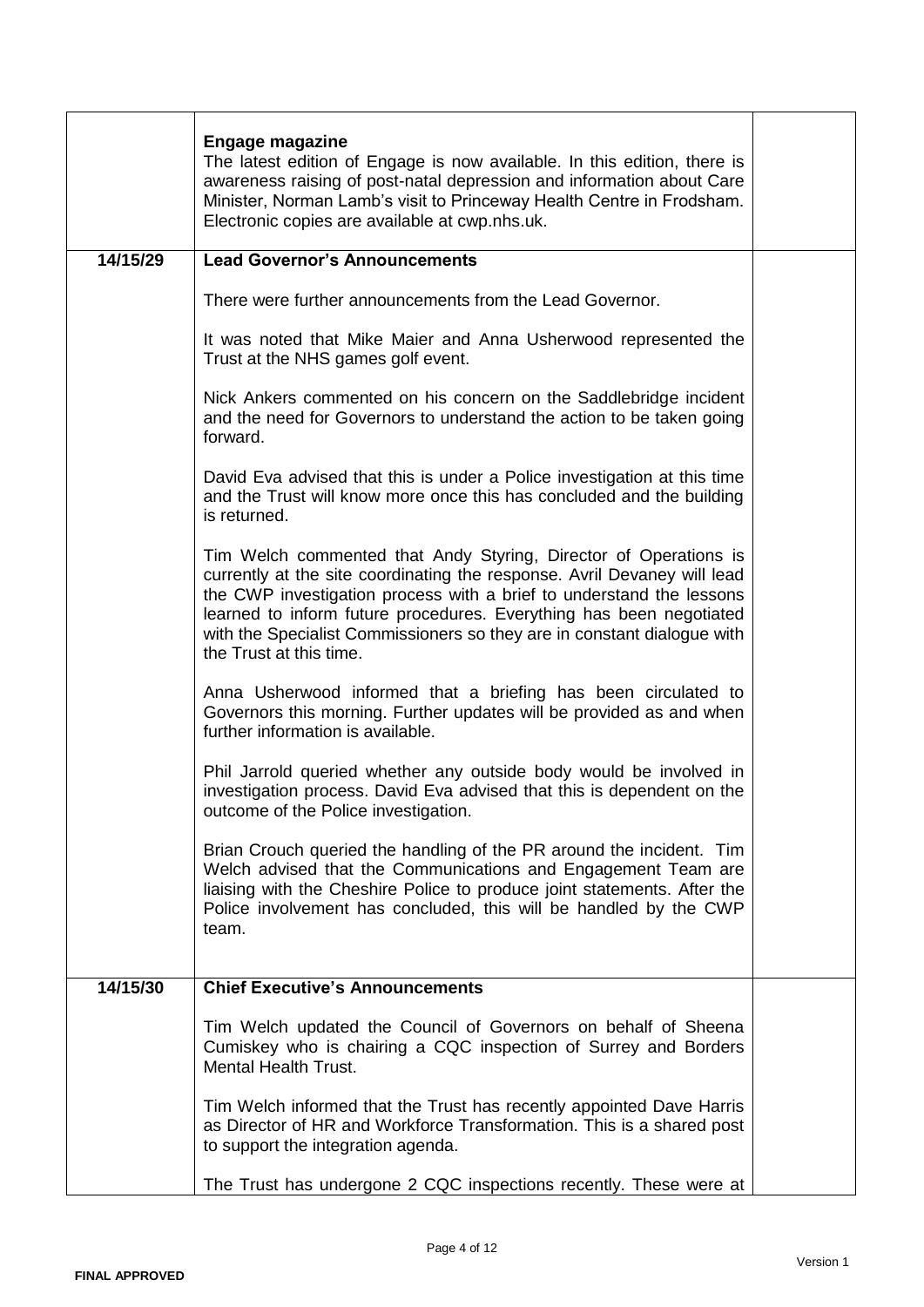| | | |
|---|---|---|
| | **Engage magazine**<br>The latest edition of Engage is now available. In this edition, there is awareness raising of post-natal depression and information about Care Minister, Norman Lamb's visit to Princeway Health Centre in Frodsham. Electronic copies are available at cwp.nhs.uk. | |
| **14/15/29** | **Lead Governor's Announcements**<br><br>There were further announcements from the Lead Governor.<br><br>It was noted that Mike Maier and Anna Usherwood represented the Trust at the NHS games golf event.<br><br>Nick Ankers commented on his concern on the Saddlebridge incident and the need for Governors to understand the action to be taken going forward.<br><br>David Eva advised that this is under a Police investigation at this time and the Trust will know more once this has concluded and the building is returned.<br><br>Tim Welch commented that Andy Styring, Director of Operations is currently at the site coordinating the response. Avril Devaney will lead the CWP investigation process with a brief to understand the lessons learned to inform future procedures. Everything has been negotiated with the Specialist Commissioners so they are in constant dialogue with the Trust at this time.<br><br>Anna Usherwood informed that a briefing has been circulated to Governors this morning. Further updates will be provided as and when further information is available.<br><br>Phil Jarrold queried whether any outside body would be involved in investigation process. David Eva advised that this is dependent on the outcome of the Police investigation.<br><br>Brian Crouch queried the handling of the PR around the incident. Tim Welch advised that the Communications and Engagement Team are liaising with the Cheshire Police to produce joint statements. After the Police involvement has concluded, this will be handled by the CWP team. | |
| **14/15/30** | **Chief Executive's Announcements**<br><br>Tim Welch updated the Council of Governors on behalf of Sheena Cumiskey who is chairing a CQC inspection of Surrey and Borders Mental Health Trust.<br><br>Tim Welch informed that the Trust has recently appointed Dave Harris as Director of HR and Workforce Transformation. This is a shared post to support the integration agenda.<br><br>The Trust has undergone 2 CQC inspections recently. These were at | |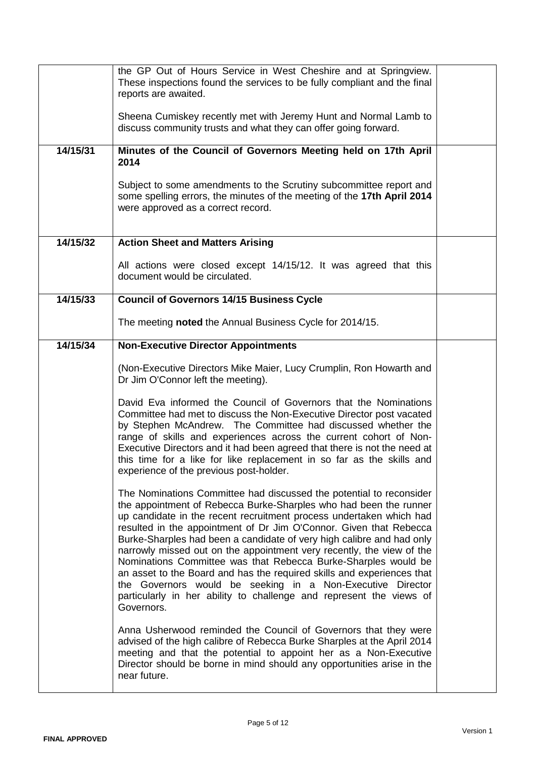| | | |
|---|---|---|
| | the GP Out of Hours Service in West Cheshire and at Springview. These inspections found the services to be fully compliant and the final reports are awaited.<br><br>Sheena Cumiskey recently met with Jeremy Hunt and Normal Lamb to discuss community trusts and what they can offer going forward. | |
| **14/15/31** | **Minutes of the Council of Governors Meeting held on 17th April 2014**<br><br>Subject to some amendments to the Scrutiny subcommittee report and some spelling errors, the minutes of the meeting of the **17th April 2014** were approved as a correct record. | |
| **14/15/32** | **Action Sheet and Matters Arising**<br><br>All actions were closed except 14/15/12. It was agreed that this document would be circulated. | |
| **14/15/33** | **Council of Governors 14/15 Business Cycle**<br><br>The meeting **noted** the Annual Business Cycle for 2014/15. | |
| **14/15/34** | **Non-Executive Director Appointments**<br><br>(Non-Executive Directors Mike Maier, Lucy Crumplin, Ron Howarth and Dr Jim O'Connor left the meeting).<br><br>David Eva informed the Council of Governors that the Nominations Committee had met to discuss the Non-Executive Director post vacated by Stephen McAndrew. The Committee had discussed whether the range of skills and experiences across the current cohort of Non-Executive Directors and it had been agreed that there is not the need at this time for a like for like replacement in so far as the skills and experience of the previous post-holder.<br><br>The Nominations Committee had discussed the potential to reconsider the appointment of Rebecca Burke-Sharples who had been the runner up candidate in the recent recruitment process undertaken which had resulted in the appointment of Dr Jim O'Connor. Given that Rebecca Burke-Sharples had been a candidate of very high calibre and had only narrowly missed out on the appointment very recently, the view of the Nominations Committee was that Rebecca Burke-Sharples would be an asset to the Board and has the required skills and experiences that the Governors would be seeking in a Non-Executive Director particularly in her ability to challenge and represent the views of Governors.<br><br>Anna Usherwood reminded the Council of Governors that they were advised of the high calibre of Rebecca Burke Sharples at the April 2014 meeting and that the potential to appoint her as a Non-Executive Director should be borne in mind should any opportunities arise in the near future. | |

**FINAL APPROVED**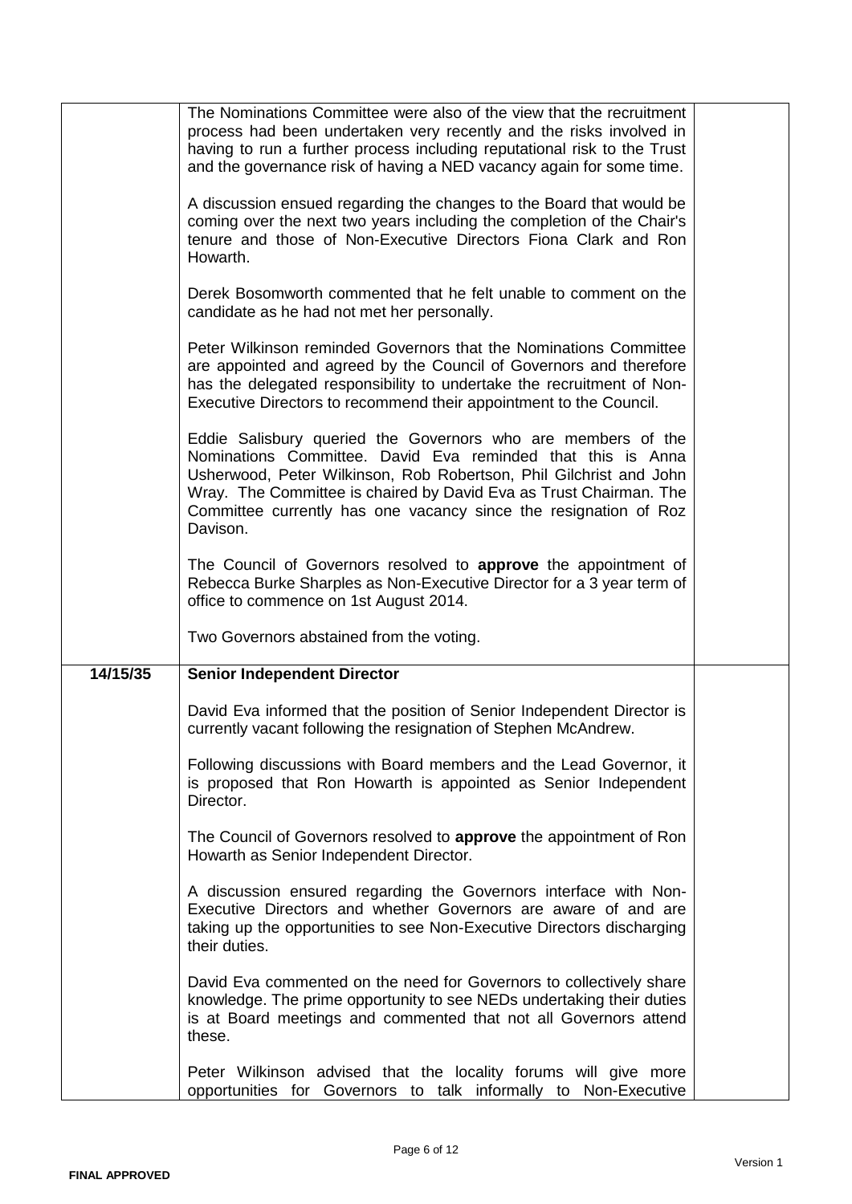| | | |
|---|---|---|
| | The Nominations Committee were also of the view that the recruitment process had been undertaken very recently and the risks involved in having to run a further process including reputational risk to the Trust and the governance risk of having a NED vacancy again for some time.<br><br>A discussion ensued regarding the changes to the Board that would be coming over the next two years including the completion of the Chair's tenure and those of Non-Executive Directors Fiona Clark and Ron Howarth.<br><br>Derek Bosomworth commented that he felt unable to comment on the candidate as he had not met her personally.<br><br>Peter Wilkinson reminded Governors that the Nominations Committee are appointed and agreed by the Council of Governors and therefore has the delegated responsibility to undertake the recruitment of Non-Executive Directors to recommend their appointment to the Council.<br><br>Eddie Salisbury queried the Governors who are members of the Nominations Committee. David Eva reminded that this is Anna Usherwood, Peter Wilkinson, Rob Robertson, Phil Gilchrist and John Wray. The Committee is chaired by David Eva as Trust Chairman. The Committee currently has one vacancy since the resignation of Roz Davison.<br><br>The Council of Governors resolved to **approve** the appointment of Rebecca Burke Sharples as Non-Executive Director for a 3 year term of office to commence on 1st August 2014.<br><br>Two Governors abstained from the voting. | |
| **14/15/35** | **Senior Independent Director**<br><br>David Eva informed that the position of Senior Independent Director is currently vacant following the resignation of Stephen McAndrew.<br><br>Following discussions with Board members and the Lead Governor, it is proposed that Ron Howarth is appointed as Senior Independent Director.<br><br>The Council of Governors resolved to **approve** the appointment of Ron Howarth as Senior Independent Director.<br><br>A discussion ensured regarding the Governors interface with Non-Executive Directors and whether Governors are aware of and are taking up the opportunities to see Non-Executive Directors discharging their duties.<br><br>David Eva commented on the need for Governors to collectively share knowledge. The prime opportunity to see NEDs undertaking their duties is at Board meetings and commented that not all Governors attend these.<br><br>Peter Wilkinson advised that the locality forums will give more opportunities for Governors to talk informally to Non-Executive | |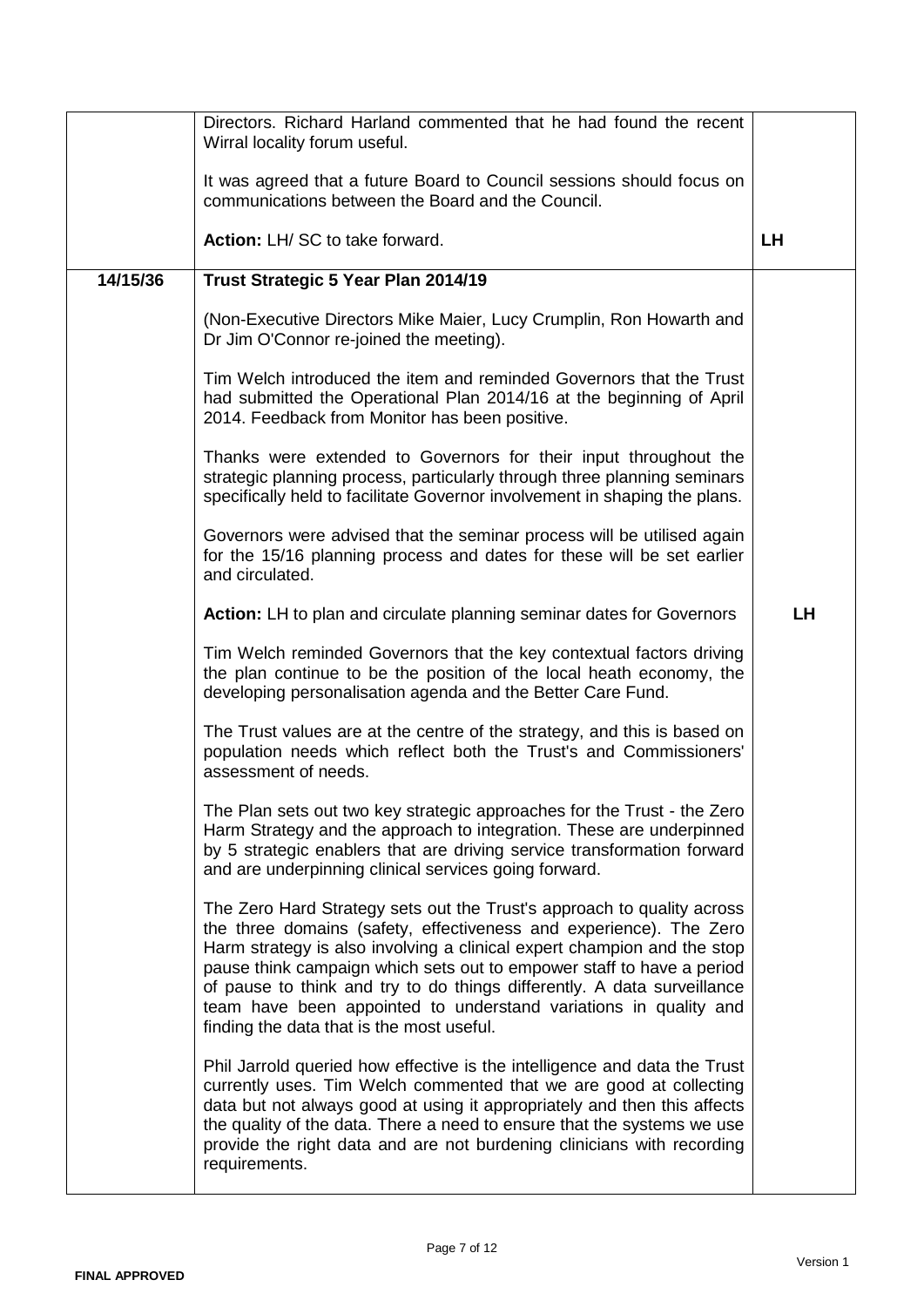| | | |
|---|---|---|
| | Directors. Richard Harland commented that he had found the recent Wirral locality forum useful.<br><br>It was agreed that a future Board to Council sessions should focus on communications between the Board and the Council.<br><br>**Action:** LH/ SC to take forward. | **LH** |
| **14/15/36** | **Trust Strategic 5 Year Plan 2014/19**<br><br>(Non-Executive Directors Mike Maier, Lucy Crumplin, Ron Howarth and Dr Jim O'Connor re-joined the meeting).<br><br>Tim Welch introduced the item and reminded Governors that the Trust had submitted the Operational Plan 2014/16 at the beginning of April 2014. Feedback from Monitor has been positive.<br><br>Thanks were extended to Governors for their input throughout the strategic planning process, particularly through three planning seminars specifically held to facilitate Governor involvement in shaping the plans.<br><br>Governors were advised that the seminar process will be utilised again for the 15/16 planning process and dates for these will be set earlier and circulated.<br><br>**Action:** LH to plan and circulate planning seminar dates for Governors<br><br>Tim Welch reminded Governors that the key contextual factors driving the plan continue to be the position of the local heath economy, the developing personalisation agenda and the Better Care Fund.<br><br>The Trust values are at the centre of the strategy, and this is based on population needs which reflect both the Trust's and Commissioners' assessment of needs.<br><br>The Plan sets out two key strategic approaches for the Trust - the Zero Harm Strategy and the approach to integration. These are underpinned by 5 strategic enablers that are driving service transformation forward and are underpinning clinical services going forward.<br><br>The Zero Hard Strategy sets out the Trust's approach to quality across the three domains (safety, effectiveness and experience). The Zero Harm strategy is also involving a clinical expert champion and the stop pause think campaign which sets out to empower staff to have a period of pause to think and try to do things differently. A data surveillance team have been appointed to understand variations in quality and finding the data that is the most useful.<br><br>Phil Jarrold queried how effective is the intelligence and data the Trust currently uses. Tim Welch commented that we are good at collecting data but not always good at using it appropriately and then this affects the quality of the data. There a need to ensure that the systems we use provide the right data and are not burdening clinicians with recording requirements. | **LH** |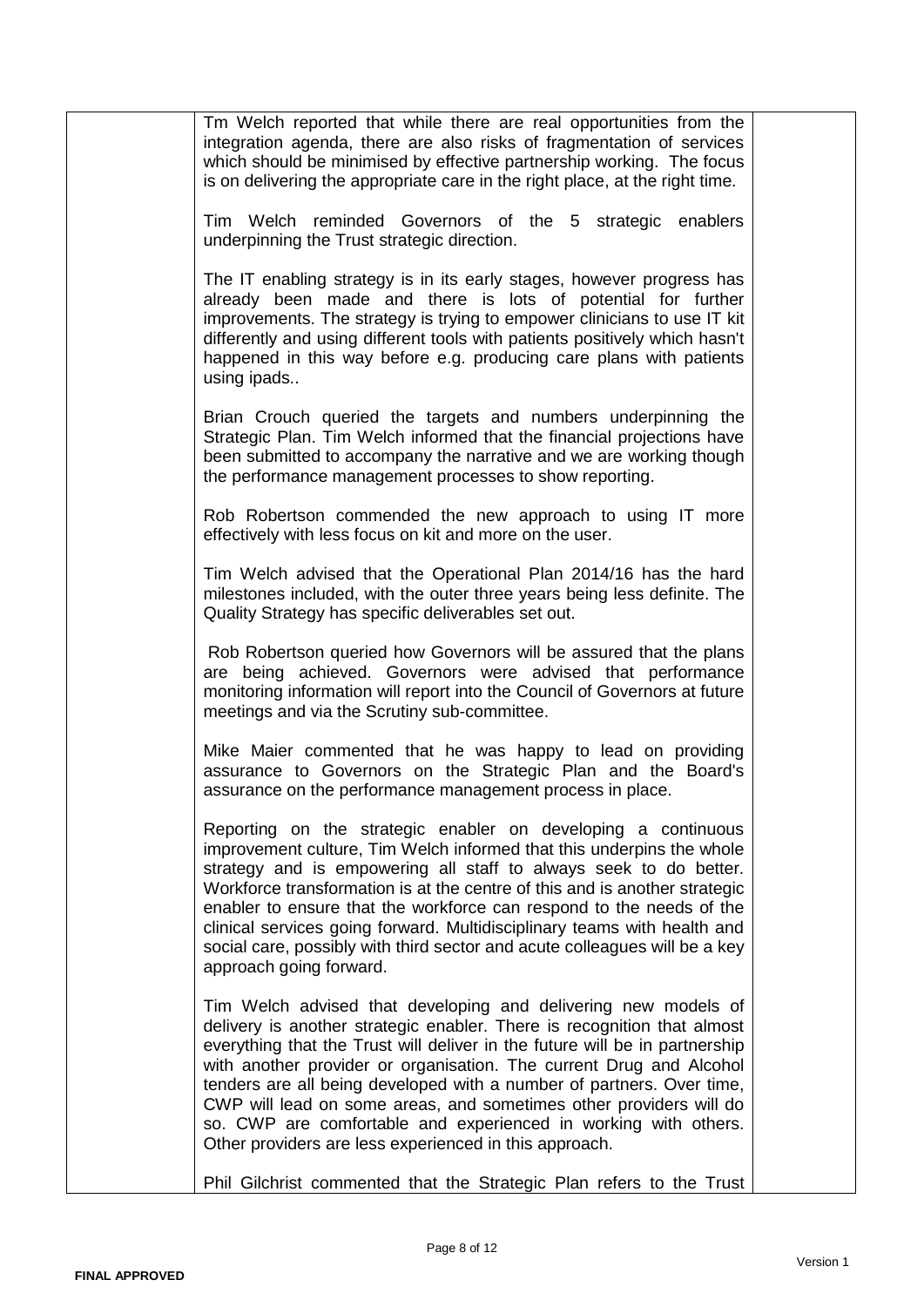Tm Welch reported that while there are real opportunities from the integration agenda, there are also risks of fragmentation of services which should be minimised by effective partnership working. The focus is on delivering the appropriate care in the right place, at the right time.

Tim Welch reminded Governors of the 5 strategic enablers underpinning the Trust strategic direction.

The IT enabling strategy is in its early stages, however progress has already been made and there is lots of potential for further improvements. The strategy is trying to empower clinicians to use IT kit differently and using different tools with patients positively which hasn't happened in this way before e.g. producing care plans with patients using ipads..

Brian Crouch queried the targets and numbers underpinning the Strategic Plan. Tim Welch informed that the financial projections have been submitted to accompany the narrative and we are working though the performance management processes to show reporting.

Rob Robertson commended the new approach to using IT more effectively with less focus on kit and more on the user.

Tim Welch advised that the Operational Plan 2014/16 has the hard milestones included, with the outer three years being less definite. The Quality Strategy has specific deliverables set out.

Rob Robertson queried how Governors will be assured that the plans are being achieved. Governors were advised that performance monitoring information will report into the Council of Governors at future meetings and via the Scrutiny sub-committee.

Mike Maier commented that he was happy to lead on providing assurance to Governors on the Strategic Plan and the Board's assurance on the performance management process in place.

Reporting on the strategic enabler on developing a continuous improvement culture, Tim Welch informed that this underpins the whole strategy and is empowering all staff to always seek to do better. Workforce transformation is at the centre of this and is another strategic enabler to ensure that the workforce can respond to the needs of the clinical services going forward. Multidisciplinary teams with health and social care, possibly with third sector and acute colleagues will be a key approach going forward.

Tim Welch advised that developing and delivering new models of delivery is another strategic enabler. There is recognition that almost everything that the Trust will deliver in the future will be in partnership with another provider or organisation. The current Drug and Alcohol tenders are all being developed with a number of partners. Over time, CWP will lead on some areas, and sometimes other providers will do so. CWP are comfortable and experienced in working with others. Other providers are less experienced in this approach.

Phil Gilchrist commented that the Strategic Plan refers to the Trust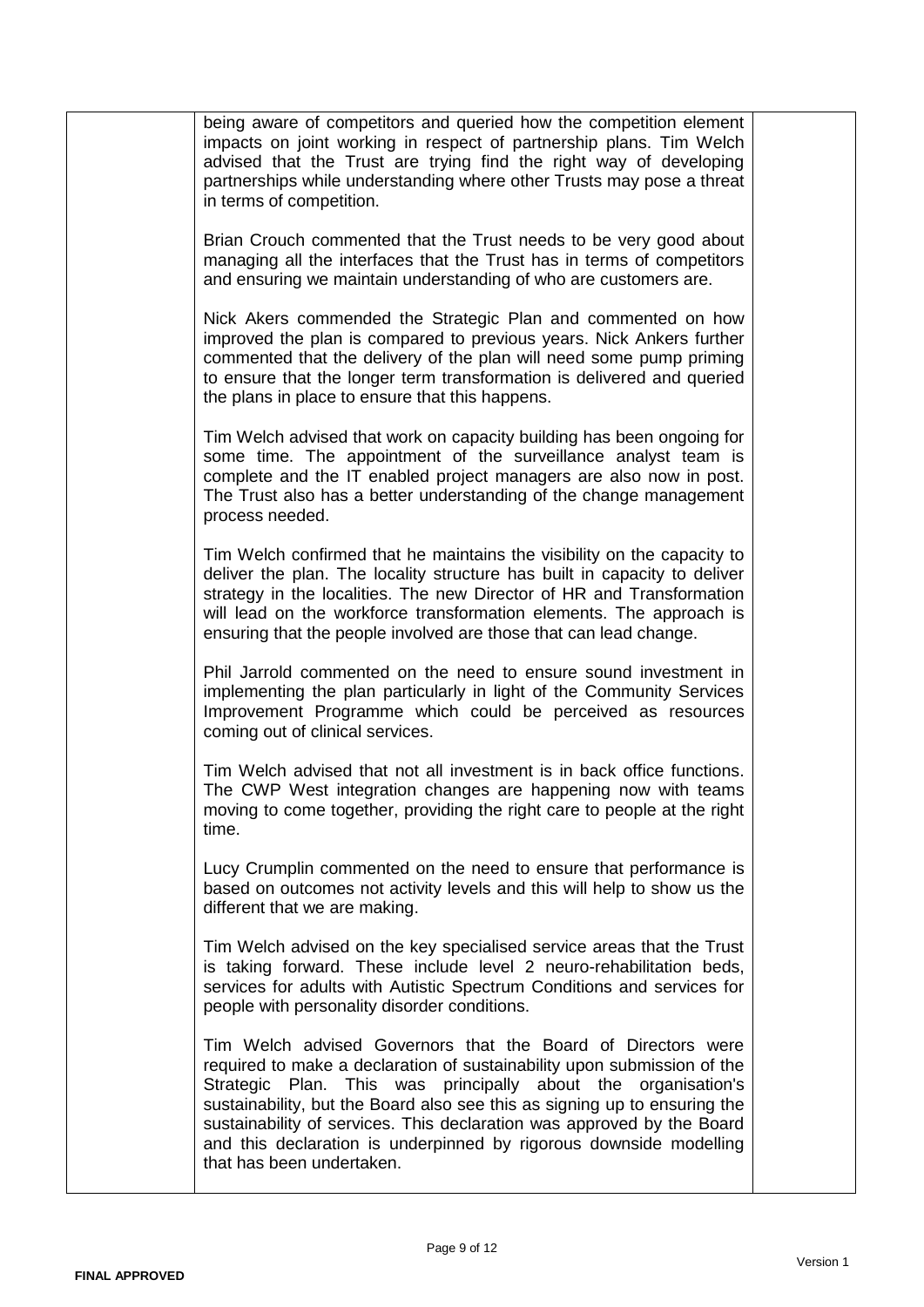being aware of competitors and queried how the competition element impacts on joint working in respect of partnership plans. Tim Welch advised that the Trust are trying find the right way of developing partnerships while understanding where other Trusts may pose a threat in terms of competition.

Brian Crouch commented that the Trust needs to be very good about managing all the interfaces that the Trust has in terms of competitors and ensuring we maintain understanding of who are customers are.

Nick Akers commended the Strategic Plan and commented on how improved the plan is compared to previous years. Nick Ankers further commented that the delivery of the plan will need some pump priming to ensure that the longer term transformation is delivered and queried the plans in place to ensure that this happens.

Tim Welch advised that work on capacity building has been ongoing for some time. The appointment of the surveillance analyst team is complete and the IT enabled project managers are also now in post. The Trust also has a better understanding of the change management process needed.

Tim Welch confirmed that he maintains the visibility on the capacity to deliver the plan. The locality structure has built in capacity to deliver strategy in the localities. The new Director of HR and Transformation will lead on the workforce transformation elements. The approach is ensuring that the people involved are those that can lead change.

Phil Jarrold commented on the need to ensure sound investment in implementing the plan particularly in light of the Community Services Improvement Programme which could be perceived as resources coming out of clinical services.

Tim Welch advised that not all investment is in back office functions. The CWP West integration changes are happening now with teams moving to come together, providing the right care to people at the right time.

Lucy Crumplin commented on the need to ensure that performance is based on outcomes not activity levels and this will help to show us the different that we are making.

Tim Welch advised on the key specialised service areas that the Trust is taking forward. These include level 2 neuro-rehabilitation beds, services for adults with Autistic Spectrum Conditions and services for people with personality disorder conditions.

Tim Welch advised Governors that the Board of Directors were required to make a declaration of sustainability upon submission of the Strategic Plan. This was principally about the organisation's sustainability, but the Board also see this as signing up to ensuring the sustainability of services. This declaration was approved by the Board and this declaration is underpinned by rigorous downside modelling that has been undertaken.

**FINAL APPROVED** Version 1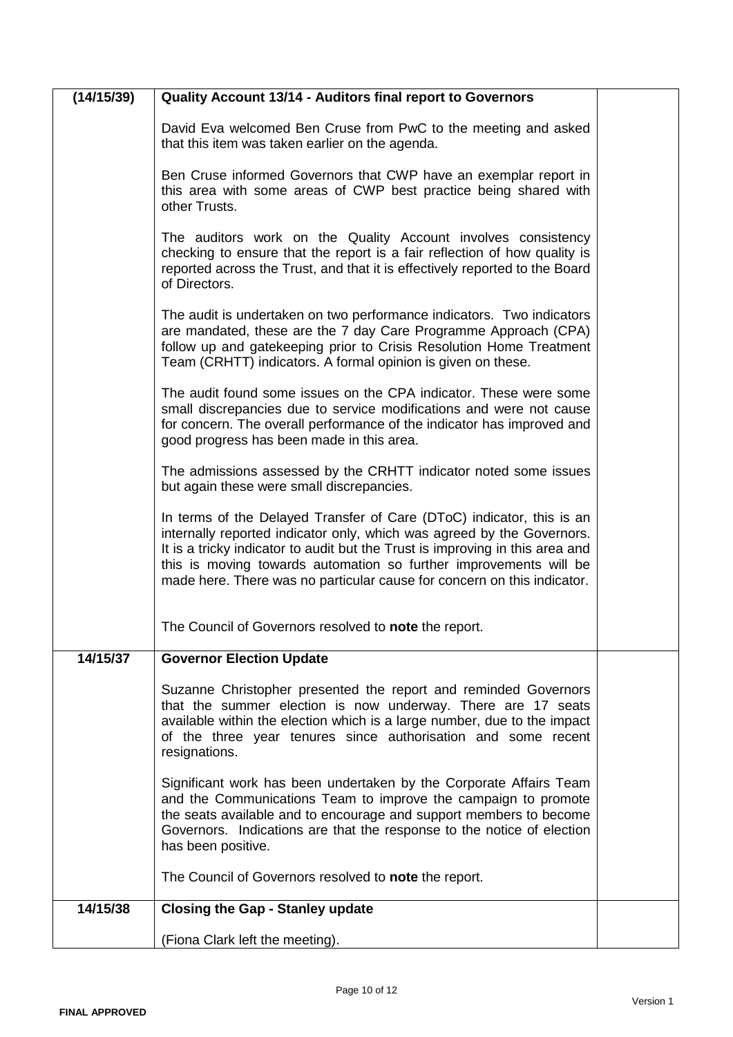| (14/15/39) | **Quality Account 13/14 - Auditors final report to Governors**<br><br>David Eva welcomed Ben Cruse from PwC to the meeting and asked that this item was taken earlier on the agenda.<br><br>Ben Cruse informed Governors that CWP have an exemplar report in this area with some areas of CWP best practice being shared with other Trusts.<br><br>The auditors work on the Quality Account involves consistency checking to ensure that the report is a fair reflection of how quality is reported across the Trust, and that it is effectively reported to the Board of Directors.<br><br>The audit is undertaken on two performance indicators. Two indicators are mandated, these are the 7 day Care Programme Approach (CPA) follow up and gatekeeping prior to Crisis Resolution Home Treatment Team (CRHTT) indicators. A formal opinion is given on these.<br><br>The audit found some issues on the CPA indicator. These were some small discrepancies due to service modifications and were not cause for concern. The overall performance of the indicator has improved and good progress has been made in this area.<br><br>The admissions assessed by the CRHTT indicator noted some issues but again these were small discrepancies.<br><br>In terms of the Delayed Transfer of Care (DToC) indicator, this is an internally reported indicator only, which was agreed by the Governors. It is a tricky indicator to audit but the Trust is improving in this area and this is moving towards automation so further improvements will be made here. There was no particular cause for concern on this indicator.<br><br>The Council of Governors resolved to **note** the report. | |
|---|---|---|
| **14/15/37** | **Governor Election Update**<br><br>Suzanne Christopher presented the report and reminded Governors that the summer election is now underway. There are 17 seats available within the election which is a large number, due to the impact of the three year tenures since authorisation and some recent resignations.<br><br>Significant work has been undertaken by the Corporate Affairs Team and the Communications Team to improve the campaign to promote the seats available and to encourage and support members to become Governors. Indications are that the response to the notice of election has been positive.<br><br>The Council of Governors resolved to **note** the report. | |
| **14/15/38** | **Closing the Gap - Stanley update**<br><br>(Fiona Clark left the meeting). | |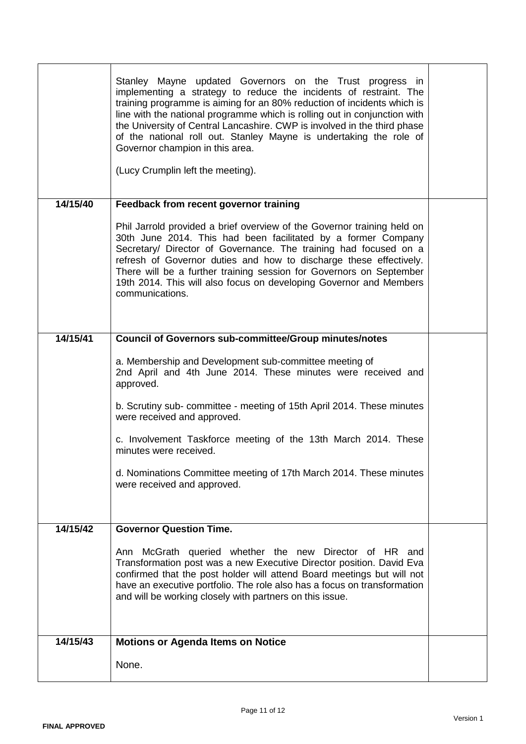| | | |
|---|---|---|
| | Stanley Mayne updated Governors on the Trust progress in implementing a strategy to reduce the incidents of restraint. The training programme is aiming for an 80% reduction of incidents which is line with the national programme which is rolling out in conjunction with the University of Central Lancashire. CWP is involved in the third phase of the national roll out. Stanley Mayne is undertaking the role of Governor champion in this area.<br><br>(Lucy Crumplin left the meeting). | |
| **14/15/40** | **Feedback from recent governor training**<br><br>Phil Jarrold provided a brief overview of the Governor training held on 30th June 2014. This had been facilitated by a former Company Secretary/ Director of Governance. The training had focused on a refresh of Governor duties and how to discharge these effectively. There will be a further training session for Governors on September 19th 2014. This will also focus on developing Governor and Members communications. | |
| **14/15/41** | **Council of Governors sub-committee/Group minutes/notes**<br><br>a. Membership and Development sub-committee meeting of 2nd April and 4th June 2014. These minutes were received and approved.<br><br>b. Scrutiny sub- committee - meeting of 15th April 2014. These minutes were received and approved.<br><br>c. Involvement Taskforce meeting of the 13th March 2014. These minutes were received.<br><br>d. Nominations Committee meeting of 17th March 2014. These minutes were received and approved. | |
| **14/15/42** | **Governor Question Time.**<br><br>Ann McGrath queried whether the new Director of HR and Transformation post was a new Executive Director position. David Eva confirmed that the post holder will attend Board meetings but will not have an executive portfolio. The role also has a focus on transformation and will be working closely with partners on this issue. | |
| **14/15/43** | **Motions or Agenda Items on Notice**<br><br>None. | |

FINAL APPROVED

Version 1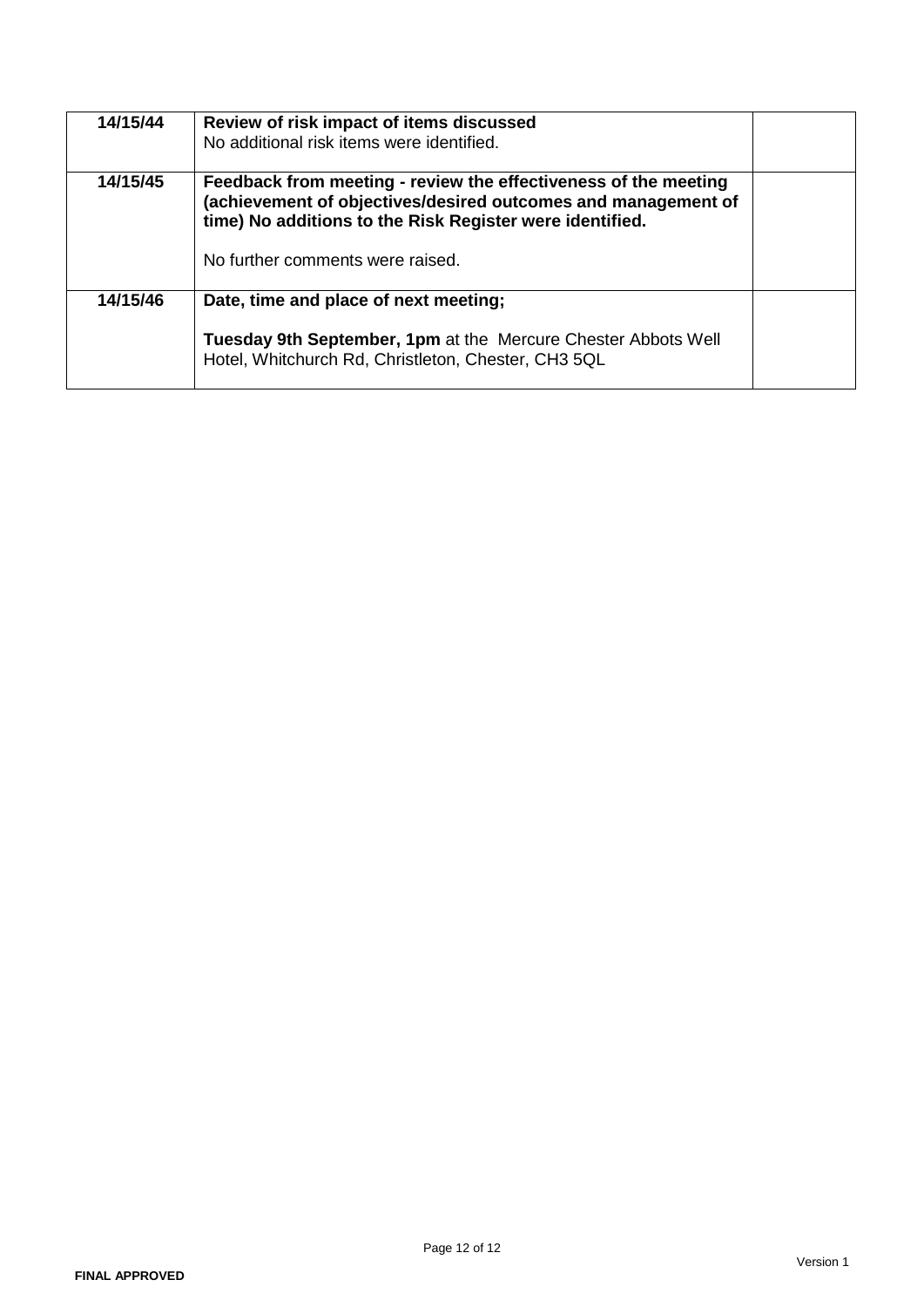| | | |
|---|---|---|
| **14/15/44** | **Review of risk impact of items discussed**<br>No additional risk items were identified. | |
| **14/15/45** | **Feedback from meeting - review the effectiveness of the meeting (achievement of objectives/desired outcomes and management of time) No additions to the Risk Register were identified.**<br><br>No further comments were raised. | |
| **14/15/46** | **Date, time and place of next meeting;**<br><br>**Tuesday 9th September, 1pm** at the Mercure Chester Abbots Well Hotel, Whitchurch Rd, Christleton, Chester, CH3 5QL | |

Version 1

**FINAL APPROVED**